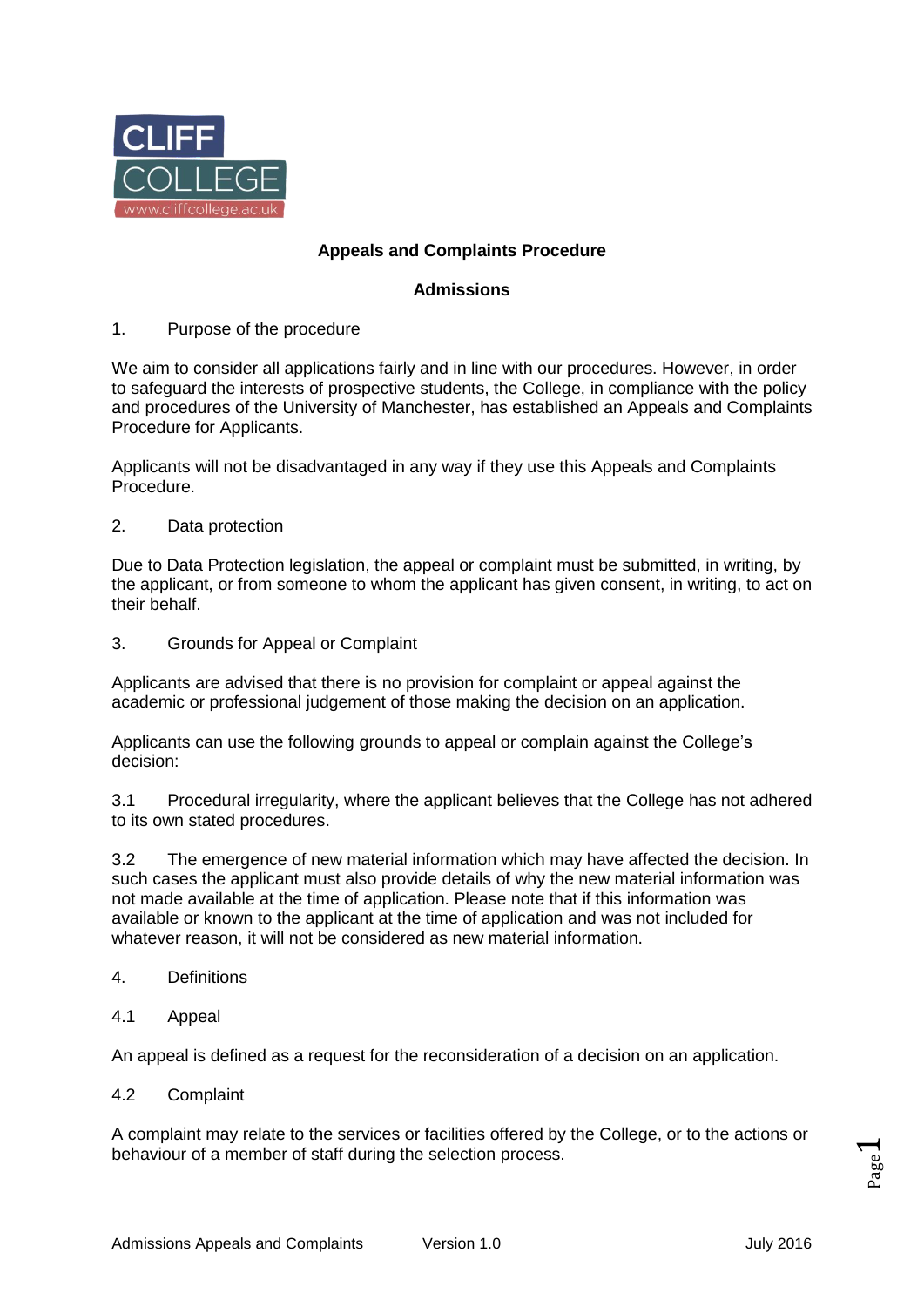# Appeals and Complaints Procedure

## Admissions

### 1. Purpose of the procedure

We aim to consider all applications fairly and in line with our procedures. However, in order to safeguard the interests of prospective students, the College, in compliance with the policy and procedures of the University of Manchester, has established an Appeals and Complaints Procedure for Applicants.

Applicants will not be disadvantaged in any way if they use this Appeals and Complaints Procedure.

### 2. Data protection

Due to Data Protection legislation, the appeal or complaint must be submitted, in writing, by the applicant, or from someone to whom the applicant has given consent, in writing, to act on their behalf.

### 3. Grounds for Appeal or Complaint

Applicants are advised that there is no provision for complaint or appeal against the academic or professional judgement of those making the decision on an application.

Applicants can use the following grounds to appeal or complain against the College's decision:

3.1 Procedural irregularity, where the applicant believes that the College has not adhered to its own stated procedures.

3.2 The emergence of new material information which may have affected the decision. In such cases the applicant must also provide details of why the new material information was not made available at the time of application. Please note that if this information was available or known to the applicant at the time of application and was not included for whatever reason, it will not be considered as new material information.

### 4. Definitions

#### 4.1 Appeal

An appeal is defined as a request for the reconsideration of a decision on an application.

#### 4.2 Complaint

A complaint may relate to the services or facilities offered by the College, or to the actions or behaviour of a member of staff during the selection process.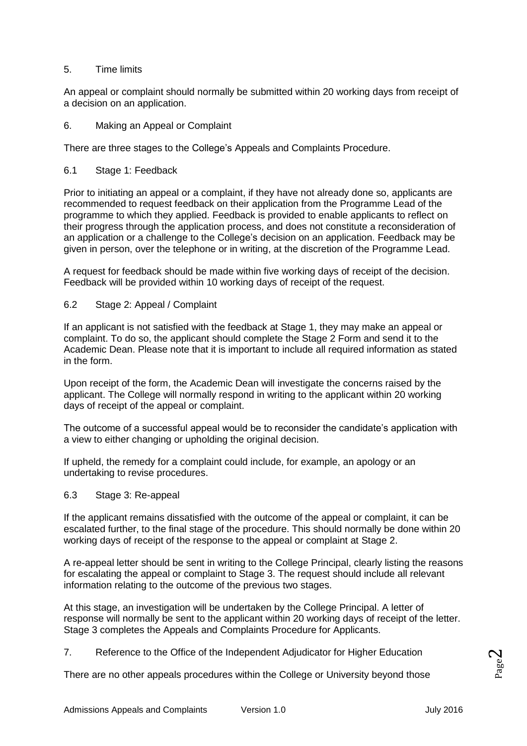## 5. Time limits

An appeal or complaint should normally be submitted within 20 working days from receipt of a decision on an application.

## 6. Making an Appeal or Complaint

There are three stages to the College's Appeals and Complaints Procedure.

### 6.1 Stage 1: Feedback

Prior to initiating an appeal or a complaint, if they have not already done so, applicants are recommended to request feedback on their application from the Programme Lead of the programme to which they applied. Feedback is provided to enable applicants to reflect on their progress through the application process, and does not constitute a reconsideration of an application or a challenge to the College's decision on an application. Feedback may be given in person, over the telephone or in writing, at the discretion of the Programme Lead.

A request for feedback should be made within five working days of receipt of the decision. Feedback will be provided within 10 working days of receipt of the request.

### 6.2 Stage 2: Appeal / Complaint

If an applicant is not satisfied with the feedback at Stage 1, they may make an appeal or complaint. To do so, the applicant should complete the Stage 2 Form and send it to the Academic Dean. Please note that it is important to include all required information as stated in the form.

Upon receipt of the form, the Academic Dean will investigate the concerns raised by the applicant. The College will normally respond in writing to the applicant within 20 working days of receipt of the appeal or complaint.

The outcome of a successful appeal would be to reconsider the candidate's application with a view to either changing or upholding the original decision.

If upheld, the remedy for a complaint could include, for example, an apology or an undertaking to revise procedures.

### 6.3 Stage 3: Re-appeal

If the applicant remains dissatisfied with the outcome of the appeal or complaint, it can be escalated further, to the final stage of the procedure. This should normally be done within 20 working days of receipt of the response to the appeal or complaint at Stage 2.

A re-appeal letter should be sent in writing to the College Principal, clearly listing the reasons for escalating the appeal or complaint to Stage 3. The request should include all relevant information relating to the outcome of the previous two stages.

At this stage, an investigation will be undertaken by the College Principal. A letter of response will normally be sent to the applicant within 20 working days of receipt of the letter. Stage 3 completes the Appeals and Complaints Procedure for Applicants.

## 7. Reference to the Office of the Independent Adjudicator for Higher Education

There are no other appeals procedures within the College or University beyond those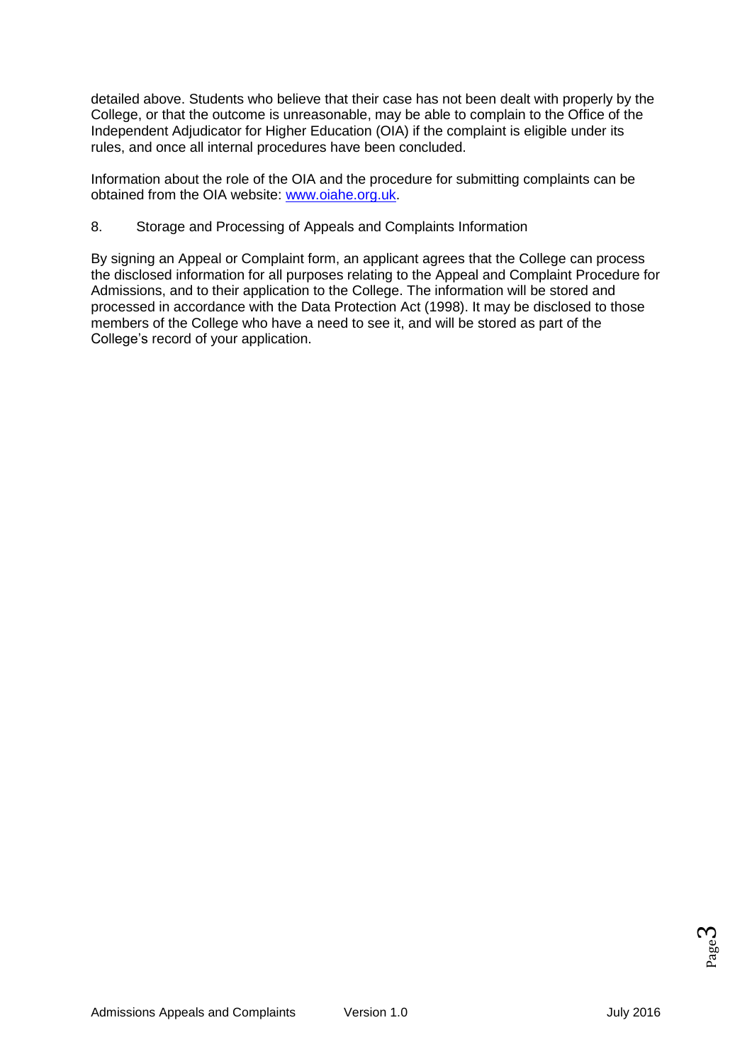detailed above. Students who believe that their case has not been dealt with properly by the College, or that the outcome is unreasonable, may be able to complain to the Office of the Independent Adjudicator for Higher Education (OIA) if the complaint is eligible under its rules, and once all internal procedures have been concluded.

Information about the role of the OIA and the procedure for submitting complaints can be obtained from the OIA website: [www.oiahe.org.uk](http://www.oiahe.org.uk).

## 8. Storage and Processing of Appeals and Complaints Information

By signing an Appeal or Complaint form, an applicant agrees that the College can process the disclosed information for all purposes relating to the Appeal and Complaint Procedure for Admissions, and to their application to the College. The information will be stored and processed in accordance with the Data Protection Act (1998). It may be disclosed to those members of the College who have a need to see it, and will be stored as part of the College's record of your application.